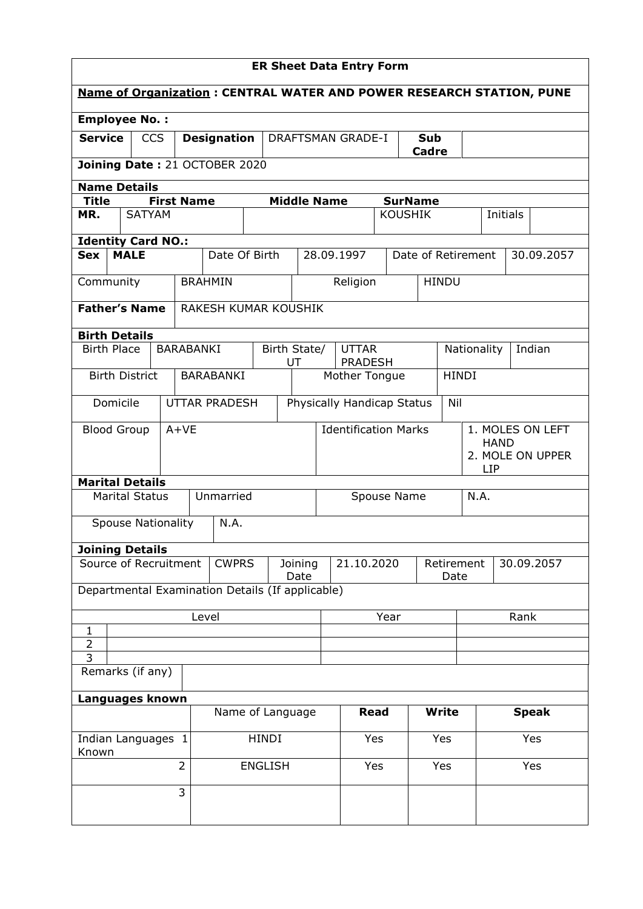# ER Sheet Data Entry Form

**Name of Organization : CENTRAL WATER AND POWER RESEARCH STATION, PUNE**

**Employee No. :**

| **Service** | CCS | **Designation** | DRAFTSMAN GRADE-I | **Sub Cadre** | |
|---|---|---|---|---|---|

**Joining Date :** 21 OCTOBER 2020

**Name Details**

| **Title** | **First Name** | **Middle Name** | **SurName** | | |
|---|---|---|---|---|---|
| MR. | SATYAM | | KOUSHIK | Initials | |

**Identity Card NO.:**

| **Sex** | **MALE** | Date Of Birth | 28.09.1997 | Date of Retirement | 30.09.2057 |
|---|---|---|---|---|---|
| Community | BRAHMIN | Religion | HINDU | | |
| **Father's Name** | RAKESH KUMAR KOUSHIK | | | | |

**Birth Details**

| Birth Place | BARABANKI | Birth State/ UT | UTTAR PRADESH | Nationality | Indian |
|---|---|---|---|---|---|
| Birth District | BARABANKI | Mother Tongue | HINDI | | |
| Domicile | UTTAR PRADESH | Physically Handicap Status | Nil | | |
| Blood Group | A+VE | Identification Marks | 1. MOLES ON LEFT HAND<br>2. MOLE ON UPPER LIP | | |

**Marital Details**

| Marital Status | Unmarried | Spouse Name | N.A. |
|---|---|---|---|
| Spouse Nationality | N.A. | | |

**Joining Details**

| Source of Recruitment | CWPRS | Joining Date | 21.10.2020 | Retirement Date | 30.09.2057 |
|---|---|---|---|---|---|

Departmental Examination Details (If applicable)

| | Level | Year | Rank |
|---|---|---|---|
| 1 | | | |
| 2 | | | |
| 3 | | | |

Remarks (if any)

**Languages known**

| | | Name of Language | **Read** | **Write** | **Speak** |
|---|---|---|---|---|---|
| Indian Languages Known | 1 | HINDI | Yes | Yes | Yes |
| | 2 | ENGLISH | Yes | Yes | Yes |
| | 3 | | | | |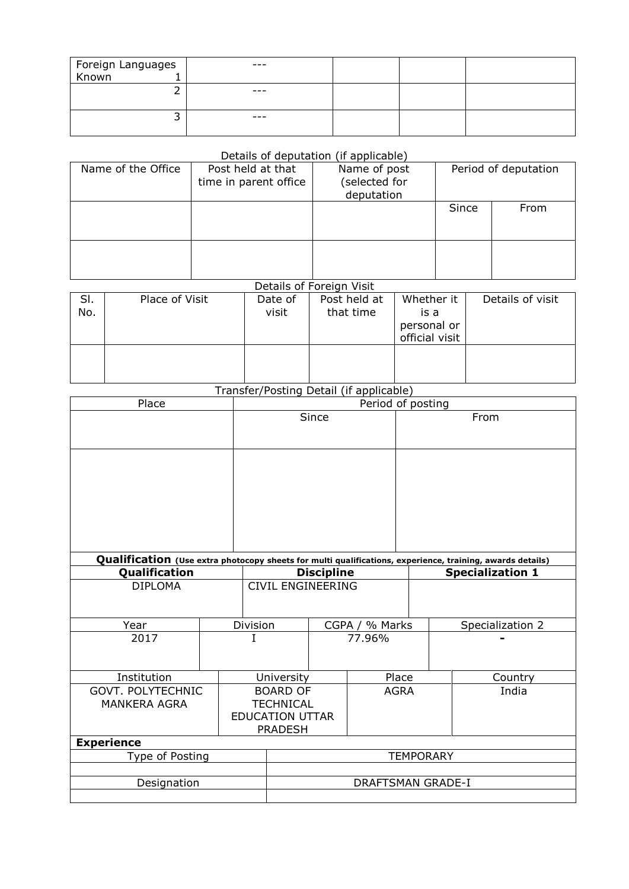| Foreign Languages Known 1 | --- | | | |
|---|---|---|---|---|
| 2 | --- | | | |
| 3 | --- | | | |

Details of deputation (if applicable)

| Name of the Office | Post held at that time in parent office | Name of post (selected for deputation | Period of deputation | |
|---|---|---|---|---|
| | | | Since | From |
| | | | | |

Details of Foreign Visit

| Sl. No. | Place of Visit | Date of visit | Post held at that time | Whether it is a personal or official visit | Details of visit |
|---|---|---|---|---|---|
| | | | | | |

Transfer/Posting Detail (if applicable)

| Place | Period of posting | |
|---|---|---|
| | Since | From |
| | | |

**Qualification** **(Use extra photocopy sheets for multi qualifications, experience, training, awards details)**

| **Qualification** | **Discipline** | **Specialization 1** |
|---|---|---|
| DIPLOMA | CIVIL ENGINEERING | |

| Year | Division | CGPA / % Marks | Specialization 2 |
|---|---|---|---|
| 2017 | I | 77.96% | - |

| Institution | University | Place | Country |
|---|---|---|---|
| GOVT. POLYTECHNIC MANKERA AGRA | BOARD OF TECHNICAL EDUCATION UTTAR PRADESH | AGRA | India |

**Experience**

| Type of Posting | TEMPORARY |
|---|---|
| | |
| Designation | DRAFTSMAN GRADE-I |
| | |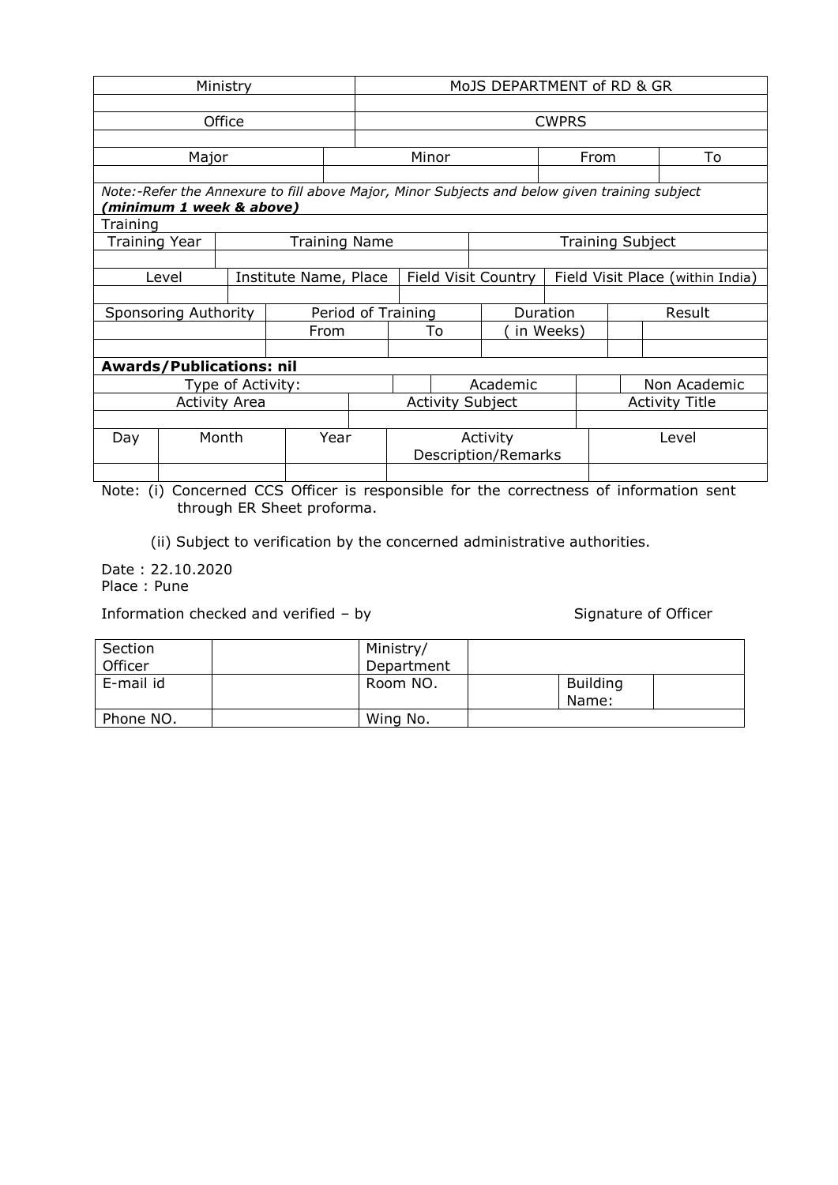| Ministry | MoJS DEPARTMENT of RD & GR |
|---|---|
| | |
| Office | CWPRS |
| | |

| Major | Minor | From | To |
|---|---|---|---|
| | | | |

*Note:-Refer the Annexure to fill above Major, Minor Subjects and below given training subject* ***(minimum 1 week & above)***

Training

| Training Year | Training Name | Training Subject |
|---|---|---|
| | | |

| Level | Institute Name, Place | Field Visit Country | Field Visit Place (within India) |
|---|---|---|---|
| | | | |

| Sponsoring Authority | Period of Training | | Duration | | Result |
|---|---|---|---|---|---|
| | From | To | ( in Weeks) | | |
| | | | | | |

**Awards/Publications: nil**

| Type of Activity: | | Academic | | Non Academic |
|---|---|---|---|---|

| Activity Area | Activity Subject | Activity Title |
|---|---|---|
| | | |

| Day | Month | Year | Activity Description/Remarks | Level |
|---|---|---|---|---|
| | | | | |

Note: (i) Concerned CCS Officer is responsible for the correctness of information sent through ER Sheet proforma.

(ii) Subject to verification by the concerned administrative authorities.

Date : 22.10.2020
Place : Pune

Information checked and verified – by Signature of Officer

| Section Officer | | Ministry/ Department | | | |
|---|---|---|---|---|---|
| E-mail id | | Room NO. | | Building Name: | |
| Phone NO. | | Wing No. | | | |